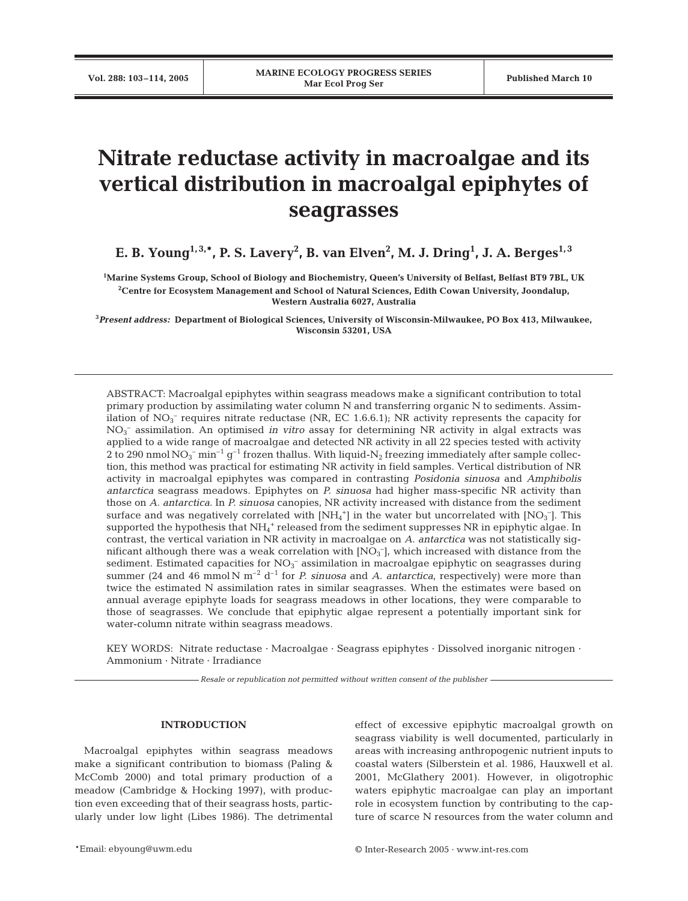# Nitrate reductase activity in macroalgae and its vertical distribution in macroalgal epiphytes of seagrasses

**E. B. Young[1,3,*], P. S. Lavery[2], B. van Elven[2], M. J. Dring[1], J. A. Berges[1,3]**

[1]Marine Systems Group, School of Biology and Biochemistry, Queen's University of Belfast, Belfast BT9 7BL, UK
[2]Centre for Ecosystem Management and School of Natural Sciences, Edith Cowan University, Joondalup, Western Australia 6027, Australia

[3]*Present address:* Department of Biological Sciences, University of Wisconsin-Milwaukee, PO Box 413, Milwaukee, Wisconsin 53201, USA

ABSTRACT: Macroalgal epiphytes within seagrass meadows make a significant contribution to total primary production by assimilating water column N and transferring organic N to sediments. Assimilation of $NO_3^-$ requires nitrate reductase (NR, EC 1.6.6.1); NR activity represents the capacity for $NO_3^-$ assimilation. An optimised *in vitro* assay for determining NR activity in algal extracts was applied to a wide range of macroalgae and detected NR activity in all 22 species tested with activity 2 to 290 nmol $NO_3^-$ $min^{-1}$ $g^{-1}$ frozen thallus. With liquid-$N_2$ freezing immediately after sample collection, this method was practical for estimating NR activity in field samples. Vertical distribution of NR activity in macroalgal epiphytes was compared in contrasting *Posidonia sinuosa* and *Amphibolis antarctica* seagrass meadows. Epiphytes on *P. sinuosa* had higher mass-specific NR activity than those on *A. antarctica*. In *P. sinuosa* canopies, NR activity increased with distance from the sediment surface and was negatively correlated with [$NH_4^+$] in the water but uncorrelated with [$NO_3^-$]. This supported the hypothesis that $NH_4^+$ released from the sediment suppresses NR in epiphytic algae. In contrast, the vertical variation in NR activity in macroalgae on *A. antarctica* was not statistically significant although there was a weak correlation with [$NO_3^-$], which increased with distance from the sediment. Estimated capacities for $NO_3^-$ assimilation in macroalgae epiphytic on seagrasses during summer (24 and 46 mmol N $m^{-2}$ $d^{-1}$ for *P. sinuosa* and *A. antarctica*, respectively) were more than twice the estimated N assimilation rates in similar seagrasses. When the estimates were based on annual average epiphyte loads for seagrass meadows in other locations, they were comparable to those of seagrasses. We conclude that epiphytic algae represent a potentially important sink for water-column nitrate within seagrass meadows.

KEY WORDS: Nitrate reductase · Macroalgae · Seagrass epiphytes · Dissolved inorganic nitrogen · Ammonium · Nitrate · Irradiance

*Resale or republication not permitted without written consent of the publisher*

## INTRODUCTION

Macroalgal epiphytes within seagrass meadows make a significant contribution to biomass (Paling & McComb 2000) and total primary production of a meadow (Cambridge & Hocking 1997), with production even exceeding that of their seagrass hosts, particularly under low light (Libes 1986). The detrimental effect of excessive epiphytic macroalgal growth on seagrass viability is well documented, particularly in areas with increasing anthropogenic nutrient inputs to coastal waters (Silberstein et al. 1986, Hauxwell et al. 2001, McGlathery 2001). However, in oligotrophic waters epiphytic macroalgae can play an important role in ecosystem function by contributing to the capture of scarce N resources from the water column and

*Email: ebyoung@uwm.edu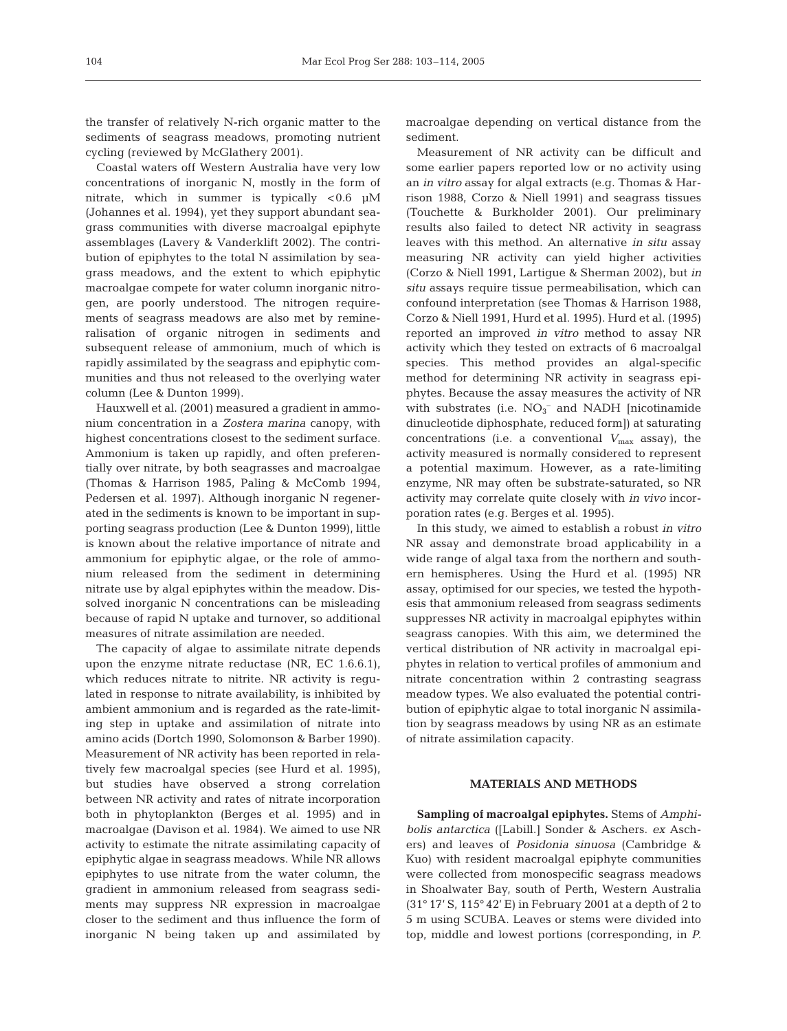the transfer of relatively N-rich organic matter to the sediments of seagrass meadows, promoting nutrient cycling (reviewed by McGlathery 2001).

Coastal waters off Western Australia have very low concentrations of inorganic N, mostly in the form of nitrate, which in summer is typically <0.6 µM (Johannes et al. 1994), yet they support abundant seagrass communities with diverse macroalgal epiphyte assemblages (Lavery & Vanderklift 2002). The contribution of epiphytes to the total N assimilation by seagrass meadows, and the extent to which epiphytic macroalgae compete for water column inorganic nitrogen, are poorly understood. The nitrogen requirements of seagrass meadows are also met by remineralisation of organic nitrogen in sediments and subsequent release of ammonium, much of which is rapidly assimilated by the seagrass and epiphytic communities and thus not released to the overlying water column (Lee & Dunton 1999).

Hauxwell et al. (2001) measured a gradient in ammonium concentration in a *Zostera marina* canopy, with highest concentrations closest to the sediment surface. Ammonium is taken up rapidly, and often preferentially over nitrate, by both seagrasses and macroalgae (Thomas & Harrison 1985, Paling & McComb 1994, Pedersen et al. 1997). Although inorganic N regenerated in the sediments is known to be important in supporting seagrass production (Lee & Dunton 1999), little is known about the relative importance of nitrate and ammonium for epiphytic algae, or the role of ammonium released from the sediment in determining nitrate use by algal epiphytes within the meadow. Dissolved inorganic N concentrations can be misleading because of rapid N uptake and turnover, so additional measures of nitrate assimilation are needed.

The capacity of algae to assimilate nitrate depends upon the enzyme nitrate reductase (NR, EC 1.6.6.1), which reduces nitrate to nitrite. NR activity is regulated in response to nitrate availability, is inhibited by ambient ammonium and is regarded as the rate-limiting step in uptake and assimilation of nitrate into amino acids (Dortch 1990, Solomonson & Barber 1990). Measurement of NR activity has been reported in relatively few macroalgal species (see Hurd et al. 1995), but studies have observed a strong correlation between NR activity and rates of nitrate incorporation both in phytoplankton (Berges et al. 1995) and in macroalgae (Davison et al. 1984). We aimed to use NR activity to estimate the nitrate assimilating capacity of epiphytic algae in seagrass meadows. While NR allows epiphytes to use nitrate from the water column, the gradient in ammonium released from seagrass sediments may suppress NR expression in macroalgae closer to the sediment and thus influence the form of inorganic N being taken up and assimilated by macroalgae depending on vertical distance from the sediment.

Measurement of NR activity can be difficult and some earlier papers reported low or no activity using an *in vitro* assay for algal extracts (e.g. Thomas & Harrison 1988, Corzo & Niell 1991) and seagrass tissues (Touchette & Burkholder 2001). Our preliminary results also failed to detect NR activity in seagrass leaves with this method. An alternative *in situ* assay measuring NR activity can yield higher activities (Corzo & Niell 1991, Lartigue & Sherman 2002), but *in situ* assays require tissue permeabilisation, which can confound interpretation (see Thomas & Harrison 1988, Corzo & Niell 1991, Hurd et al. 1995). Hurd et al. (1995) reported an improved *in vitro* method to assay NR activity which they tested on extracts of 6 macroalgal species. This method provides an algal-specific method for determining NR activity in seagrass epiphytes. Because the assay measures the activity of NR with substrates (i.e. $NO_3^-$ and NADH [nicotinamide dinucleotide diphosphate, reduced form]) at saturating concentrations (i.e. a conventional $V_{max}$ assay), the activity measured is normally considered to represent a potential maximum. However, as a rate-limiting enzyme, NR may often be substrate-saturated, so NR activity may correlate quite closely with *in vivo* incorporation rates (e.g. Berges et al. 1995).

In this study, we aimed to establish a robust *in vitro* NR assay and demonstrate broad applicability in a wide range of algal taxa from the northern and southern hemispheres. Using the Hurd et al. (1995) NR assay, optimised for our species, we tested the hypothesis that ammonium released from seagrass sediments suppresses NR activity in macroalgal epiphytes within seagrass canopies. With this aim, we determined the vertical distribution of NR activity in macroalgal epiphytes in relation to vertical profiles of ammonium and nitrate concentration within 2 contrasting seagrass meadow types. We also evaluated the potential contribution of epiphytic algae to total inorganic N assimilation by seagrass meadows by using NR as an estimate of nitrate assimilation capacity.

## MATERIALS AND METHODS

**Sampling of macroalgal epiphytes.** Stems of *Amphibolis antarctica* ([Labill.] Sonder & Aschers. *ex* Aschers) and leaves of *Posidonia sinuosa* (Cambridge & Kuo) with resident macroalgal epiphyte communities were collected from monospecific seagrass meadows in Shoalwater Bay, south of Perth, Western Australia (31° 17' S, 115° 42' E) in February 2001 at a depth of 2 to 5 m using SCUBA. Leaves or stems were divided into top, middle and lowest portions (corresponding, in *P.*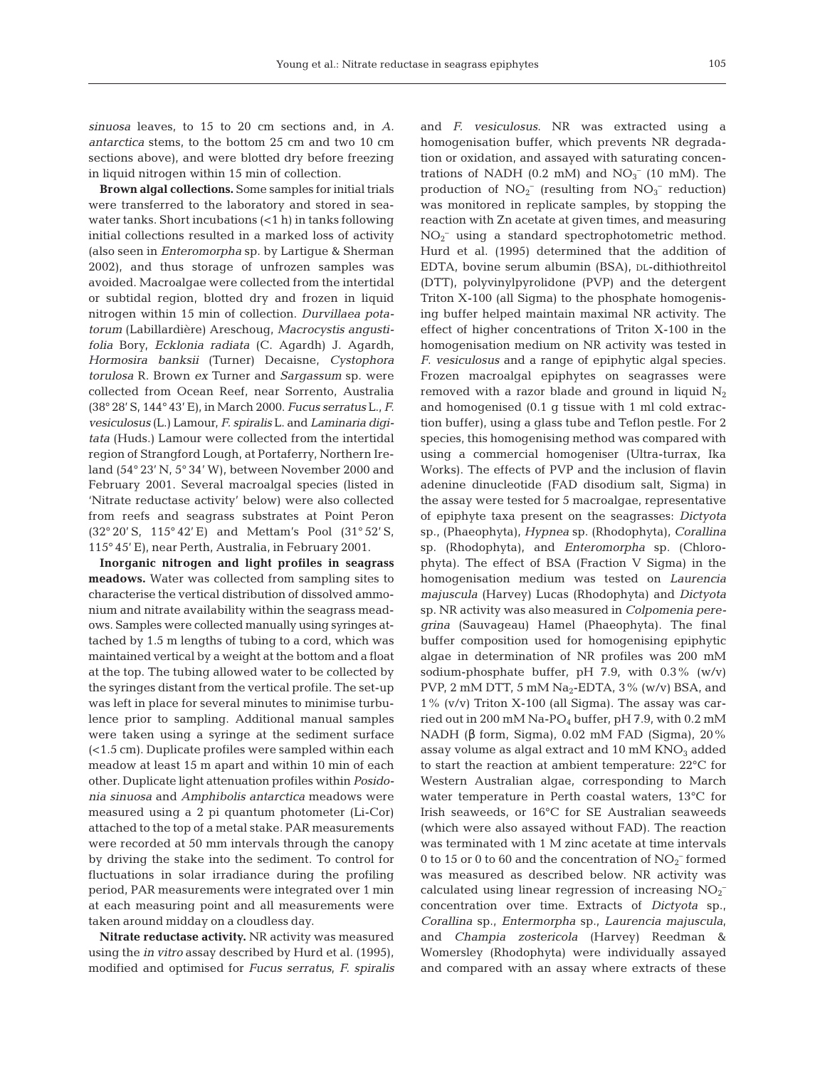*sinuosa* leaves, to 15 to 20 cm sections and, in *A. antarctica* stems, to the bottom 25 cm and two 10 cm sections above), and were blotted dry before freezing in liquid nitrogen within 15 min of collection.

**Brown algal collections.** Some samples for initial trials were transferred to the laboratory and stored in seawater tanks. Short incubations (<1 h) in tanks following initial collections resulted in a marked loss of activity (also seen in *Enteromorpha* sp. by Lartigue & Sherman 2002), and thus storage of unfrozen samples was avoided. Macroalgae were collected from the intertidal or subtidal region, blotted dry and frozen in liquid nitrogen within 15 min of collection. *Durvillaea potatorum* (Labillardière) Areschoug, *Macrocystis angustifolia* Bory, *Ecklonia radiata* (C. Agardh) J. Agardh, *Hormosira banksii* (Turner) Decaisne, *Cystophora torulosa* R. Brown *ex* Turner and *Sargassum* sp. were collected from Ocean Reef, near Sorrento, Australia (38° 28′ S, 144° 43′ E), in March 2000. *Fucus serratus* L., *F. vesiculosus* (L.) Lamour, *F. spiralis* L. and *Laminaria digitata* (Huds.) Lamour were collected from the intertidal region of Strangford Lough, at Portaferry, Northern Ireland (54° 23′ N, 5° 34′ W), between November 2000 and February 2001. Several macroalgal species (listed in 'Nitrate reductase activity' below) were also collected from reefs and seagrass substrates at Point Peron (32° 20′ S, 115° 42′ E) and Mettam's Pool (31° 52′ S, 115° 45′ E), near Perth, Australia, in February 2001.

**Inorganic nitrogen and light profiles in seagrass meadows.** Water was collected from sampling sites to characterise the vertical distribution of dissolved ammonium and nitrate availability within the seagrass meadows. Samples were collected manually using syringes attached by 1.5 m lengths of tubing to a cord, which was maintained vertical by a weight at the bottom and a float at the top. The tubing allowed water to be collected by the syringes distant from the vertical profile. The set-up was left in place for several minutes to minimise turbulence prior to sampling. Additional manual samples were taken using a syringe at the sediment surface (<1.5 cm). Duplicate profiles were sampled within each meadow at least 15 m apart and within 10 min of each other. Duplicate light attenuation profiles within *Posidonia sinuosa* and *Amphibolis antarctica* meadows were measured using a 2 pi quantum photometer (Li-Cor) attached to the top of a metal stake. PAR measurements were recorded at 50 mm intervals through the canopy by driving the stake into the sediment. To control for fluctuations in solar irradiance during the profiling period, PAR measurements were integrated over 1 min at each measuring point and all measurements were taken around midday on a cloudless day.

**Nitrate reductase activity.** NR activity was measured using the *in vitro* assay described by Hurd et al. (1995), modified and optimised for *Fucus serratus*, *F. spiralis* and *F. vesiculosus*. NR was extracted using a homogenisation buffer, which prevents NR degradation or oxidation, and assayed with saturating concentrations of NADH (0.2 mM) and $NO_3^-$ (10 mM). The production of $NO_2^-$ (resulting from $NO_3^-$ reduction) was monitored in replicate samples, by stopping the reaction with Zn acetate at given times, and measuring $NO_2^-$ using a standard spectrophotometric method. Hurd et al. (1995) determined that the addition of EDTA, bovine serum albumin (BSA), DL-dithiothreitol (DTT), polyvinylpyrolidone (PVP) and the detergent Triton X-100 (all Sigma) to the phosphate homogenising buffer helped maintain maximal NR activity. The effect of higher concentrations of Triton X-100 in the homogenisation medium on NR activity was tested in *F. vesiculosus* and a range of epiphytic algal species. Frozen macroalgal epiphytes on seagrasses were removed with a razor blade and ground in liquid $N_2$ and homogenised (0.1 g tissue with 1 ml cold extraction buffer), using a glass tube and Teflon pestle. For 2 species, this homogenising method was compared with using a commercial homogeniser (Ultra-turrax, Ika Works). The effects of PVP and the inclusion of flavin adenine dinucleotide (FAD disodium salt, Sigma) in the assay were tested for 5 macroalgae, representative of epiphyte taxa present on the seagrasses: *Dictyota* sp., (Phaeophyta), *Hypnea* sp. (Rhodophyta), *Corallina* sp. (Rhodophyta), and *Enteromorpha* sp. (Chlorophyta). The effect of BSA (Fraction V Sigma) in the homogenisation medium was tested on *Laurencia majuscula* (Harvey) Lucas (Rhodophyta) and *Dictyota* sp. NR activity was also measured in *Colpomenia peregrina* (Sauvageau) Hamel (Phaeophyta). The final buffer composition used for homogenising epiphytic algae in determination of NR profiles was 200 mM sodium-phosphate buffer, pH 7.9, with 0.3% (w/v) PVP, 2 mM DTT, 5 mM $Na_2$-EDTA, 3% (w/v) BSA, and 1% (v/v) Triton X-100 (all Sigma). The assay was carried out in 200 mM Na-$PO_4$ buffer, pH 7.9, with 0.2 mM NADH (β form, Sigma), 0.02 mM FAD (Sigma), 20% assay volume as algal extract and 10 mM $KNO_3$ added to start the reaction at ambient temperature: 22°C for Western Australian algae, corresponding to March water temperature in Perth coastal waters, 13°C for Irish seaweeds, or 16°C for SE Australian seaweeds (which were also assayed without FAD). The reaction was terminated with 1 M zinc acetate at time intervals 0 to 15 or 0 to 60 and the concentration of $NO_2^-$ formed was measured as described below. NR activity was calculated using linear regression of increasing $NO_2^-$ concentration over time. Extracts of *Dictyota* sp., *Corallina* sp., *Entermorpha* sp., *Laurencia majuscula*, and *Champia zostericola* (Harvey) Reedman & Womersley (Rhodophyta) were individually assayed and compared with an assay where extracts of these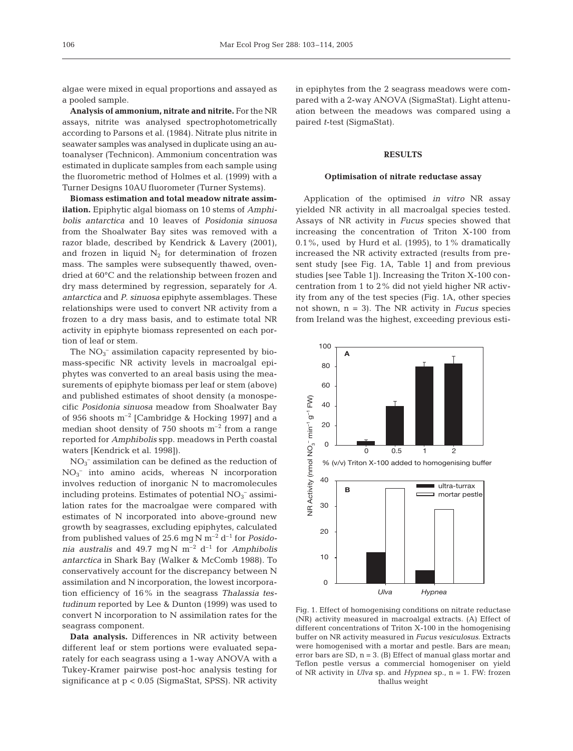algae were mixed in equal proportions and assayed as a pooled sample.

**Analysis of ammonium, nitrate and nitrite.** For the NR assays, nitrite was analysed spectrophotometrically according to Parsons et al. (1984). Nitrate plus nitrite in seawater samples was analysed in duplicate using an autoanalyser (Technicon). Ammonium concentration was estimated in duplicate samples from each sample using the fluorometric method of Holmes et al. (1999) with a Turner Designs 10AU fluorometer (Turner Systems).

**Biomass estimation and total meadow nitrate assimilation.** Epiphytic algal biomass on 10 stems of *Amphibolis antarctica* and 10 leaves of *Posidonia sinuosa* from the Shoalwater Bay sites was removed with a razor blade, described by Kendrick & Lavery (2001), and frozen in liquid $N_2$ for determination of frozen mass. The samples were subsequently thawed, oven-dried at 60°C and the relationship between frozen and dry mass determined by regression, separately for *A. antarctica* and *P. sinuosa* epiphyte assemblages. These relationships were used to convert NR activity from a frozen to a dry mass basis, and to estimate total NR activity in epiphyte biomass represented on each portion of leaf or stem.

The $NO_3^-$ assimilation capacity represented by biomass-specific NR activity levels in macroalgal epiphytes was converted to an areal basis using the measurements of epiphyte biomass per leaf or stem (above) and published estimates of shoot density (a monospecific *Posidonia sinuosa* meadow from Shoalwater Bay of 956 shoots $m^{-2}$ [Cambridge & Hocking 1997] and a median shoot density of 750 shoots $m^{-2}$ from a range reported for *Amphibolis* spp. meadows in Perth coastal waters [Kendrick et al. 1998]).

$NO_3^-$ assimilation can be defined as the reduction of $NO_3^-$ into amino acids, whereas N incorporation involves reduction of inorganic N to macromolecules including proteins. Estimates of potential $NO_3^-$ assimilation rates for the macroalgae were compared with estimates of N incorporated into above-ground new growth by seagrasses, excluding epiphytes, calculated from published values of 25.6 mg N $m^{-2}$ $d^{-1}$ for *Posidonia australis* and 49.7 mg N $m^{-2}$ $d^{-1}$ for *Amphibolis antarctica* in Shark Bay (Walker & McComb 1988). To conservatively account for the discrepancy between N assimilation and N incorporation, the lowest incorporation efficiency of 16% in the seagrass *Thalassia testudinum* reported by Lee & Dunton (1999) was used to convert N incorporation to N assimilation rates for the seagrass component.

**Data analysis.** Differences in NR activity between different leaf or stem portions were evaluated separately for each seagrass using a 1-way ANOVA with a Tukey-Kramer pairwise post-hoc analysis testing for significance at $p < 0.05$ (SigmaStat, SPSS). NR activity in epiphytes from the 2 seagrass meadows were compared with a 2-way ANOVA (SigmaStat). Light attenuation between the meadows was compared using a paired *t*-test (SigmaStat).

## RESULTS

### Optimisation of nitrate reductase assay

Application of the optimised *in vitro* NR assay yielded NR activity in all macroalgal species tested. Assays of NR activity in *Fucus* species showed that increasing the concentration of Triton X-100 from 0.1%, used by Hurd et al. (1995), to 1% dramatically increased the NR activity extracted (results from present study [see Fig. 1A, Table 1] and from previous studies [see Table 1]). Increasing the Triton X-100 concentration from 1 to 2% did not yield higher NR activity from any of the test species (Fig. 1A, other species not shown, n = 3). The NR activity in *Fucus* species from Ireland was the highest, exceeding previous esti-

Fig. 1. Effect of homogenising conditions on nitrate reductase (NR) activity measured in macroalgal extracts. (A) Effect of different concentrations of Triton X-100 in the homogenising buffer on NR activity measured in *Fucus vesiculosus*. Extracts were homogenised with a mortar and pestle. Bars are mean; error bars are SD, n = 3. (B) Effect of manual glass mortar and Teflon pestle versus a commercial homogeniser on yield of NR activity in *Ulva* sp. and *Hypnea* sp., n = 1. FW: frozen thallus weight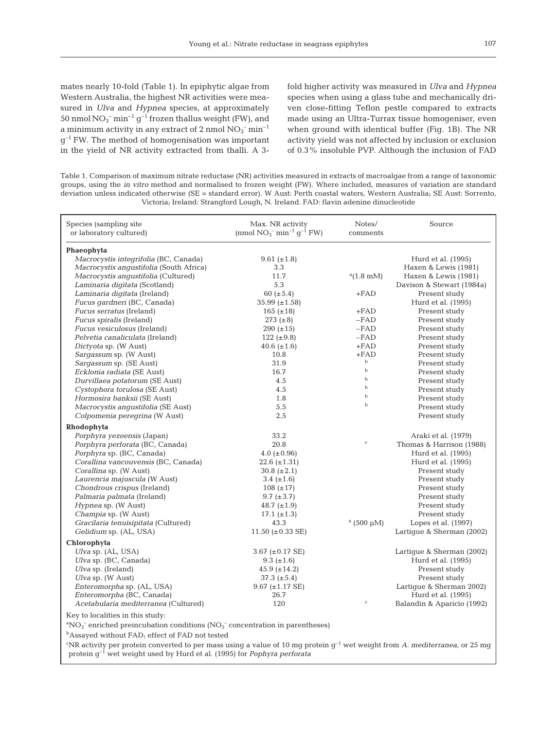mates nearly 10-fold (Table 1). In epiphytic algae from Western Australia, the highest NR activities were measured in *Ulva* and *Hypnea* species, at approximately 50 nmol $NO_3^-$ $min^{-1}$ $g^{-1}$ frozen thallus weight (FW), and a minimum activity in any extract of 2 nmol $NO_3^-$ $min^{-1}$ $g^{-1}$ FW. The method of homogenisation was important in the yield of NR activity extracted from thalli. A 3-fold higher activity was measured in *Ulva* and *Hypnea* species when using a glass tube and mechanically driven close-fitting Teflon pestle compared to extracts made using an Ultra-Turrax tissue homogeniser, even when ground with identical buffer (Fig. 1B). The NR activity yield was not affected by inclusion or exclusion of 0.3% insoluble PVP. Although the inclusion of FAD

Table 1. Comparison of maximum nitrate reductase (NR) activities measured in extracts of macroalgae from a range of taxonomic groups, using the *in vitro* method and normalised to frozen weight (FW). Where included, measures of variation are standard deviation unless indicated otherwise (SE = standard error). W Aust: Perth coastal waters, Western Australia; SE Aust: Sorrento, Victoria; Ireland: Strangford Lough, N. Ireland. FAD: flavin adenine dinucleotide

| Species (sampling site or laboratory cultured) | Max. NR activity (nmol $NO_3^-$ $min^{-1}$ $g^{-1}$ FW) | Notes/ comments | Source |
|---|---|---|---|
| **Phaeophyta** | | | |
| *Macrocystis integrifolia* (BC, Canada) | 9.61 (±1.8) | | Hurd et al. (1995) |
| *Macrocystis angustifolia* (South Africa) | 3.3 | | Haxen & Lewis (1981) |
| *Macrocystis angustifolia* (Cultured) | 11.7 | [a](1.8 mM) | Haxen & Lewis (1981) |
| *Laminaria digitata* (Scotland) | 5.3 | | Davison & Stewart (1984a) |
| *Laminaria digitata* (Ireland) | 60 (±5.4) | +FAD | Present study |
| *Fucus gardneri* (BC, Canada) | 35.99 (±1.58) | | Hurd et al. (1995) |
| *Fucus serratus* (Ireland) | 165 (±18) | +FAD | Present study |
| *Fucus spiralis* (Ireland) | 273 (±8) | −FAD | Present study |
| *Fucus vesiculosus* (Ireland) | 290 (±15) | −FAD | Present study |
| *Pelvetia canaliculata* (Ireland) | 122 (±9.8) | −FAD | Present study |
| *Dictyota* sp. (W Aust) | 40.6 (±1.6) | +FAD | Present study |
| *Sargassum* sp. (W Aust) | 10.8 | +FAD | Present study |
| *Sargassum* sp. (SE Aust) | 31.9 | [b] | Present study |
| *Ecklonia radiata* (SE Aust) | 16.7 | [b] | Present study |
| *Durvillaea potatorum* (SE Aust) | 4.5 | [b] | Present study |
| *Cystophora torulosa* (SE Aust) | 4.5 | [b] | Present study |
| *Hormosira banksii* (SE Aust) | 1.8 | [b] | Present study |
| *Macrocystis angustifolia* (SE Aust) | 5.5 | [b] | Present study |
| *Colpomenia peregrina* (W Aust) | 2.5 | | Present study |
| **Rhodophyta** | | | |
| *Porphyra yezoensis* (Japan) | 33.2 | | Araki et al. (1979) |
| *Porphyra perforata* (BC, Canada) | 20.8 | [c] | Thomas & Harrison (1988) |
| *Porphyra* sp. (BC, Canada) | 4.0 (±0.96) | | Hurd et al. (1995) |
| *Corallina vancouvensis* (BC, Canada) | 22.6 (±1.31) | | Hurd et al. (1995) |
| *Corallina* sp. (W Aust) | 30.8 (±2.1) | | Present study |
| *Laurencia majuscula* (W Aust) | 3.4 (±1.6) | | Present study |
| *Chondrous crispus* (Ireland) | 108 (±17) | | Present study |
| *Palmaria palmata* (Ireland) | 9.7 (±3.7) | | Present study |
| *Hypnea* sp. (W Aust) | 48.7 (±1.9) | | Present study |
| *Champia* sp. (W Aust) | 17.1 (±1.3) | | Present study |
| *Gracilaria tenuisipitata* (Cultured) | 43.3 | [a] (500 µM) | Lopes et al. (1997) |
| *Gelidium* sp. (AL, USA) | 11.50 (±0.33 SE) | | Lartigue & Sherman (2002) |
| **Chlorophyta** | | | |
| *Ulva* sp. (AL, USA) | 3.67 (±0.17 SE) | | Lartigue & Sherman (2002) |
| *Ulva* sp. (BC, Canada) | 9.3 (±1.6) | | Hurd et al. (1995) |
| *Ulva* sp. (Ireland) | 45.9 (±14.2) | | Present study |
| *Ulva* sp. (W Aust) | 37.3 (±5.4) | | Present study |
| *Enteromorpha* sp. (AL, USA) | 9.67 (±1.17 SE) | | Lartigue & Sherman 2002) |
| *Enteromorpha* (BC, Canada) | 26.7 | | Hurd et al. (1995) |
| *Acetabularia mediterranea* (Cultured) | 120 | [c] | Balandin & Aparicio (1992) |

Key to localities in this study:

[a]$NO_3^-$ enriched preincubation conditions ($NO_3^-$ concentration in parentheses)

[b]Assayed without FAD; effect of FAD not tested

[c]NR activity per protein converted to per mass using a value of 10 mg protein $g^{-1}$ wet weight from *A. mediterranea*, or 25 mg protein $g^{-1}$ wet weight used by Hurd et al. (1995) for *Pophyra perforata*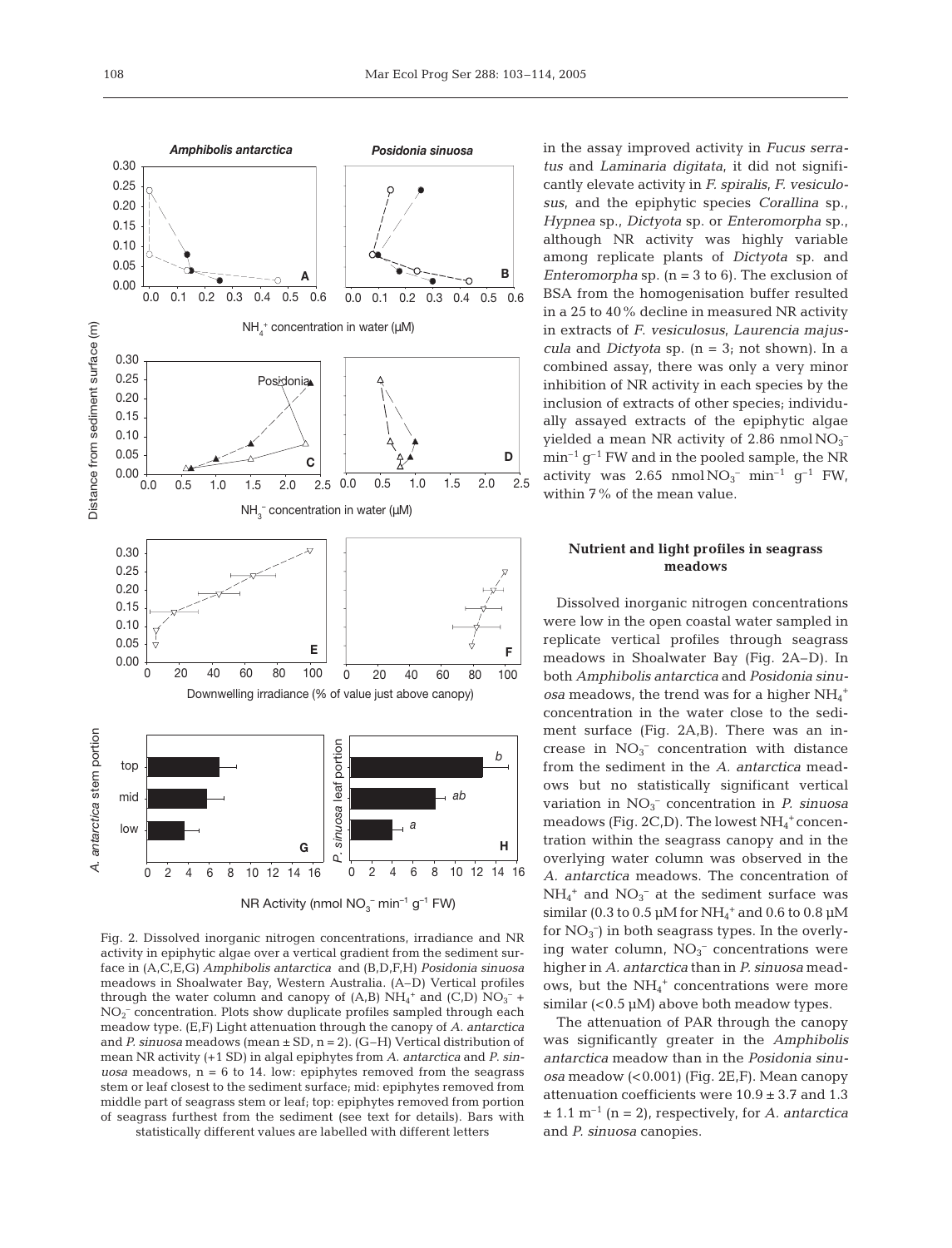Fig. 2. Dissolved inorganic nitrogen concentrations, irradiance and NR activity in epiphytic algae over a vertical gradient from the sediment surface in (A,C,E,G) *Amphibolis antarctica* and (B,D,F,H) *Posidonia sinuosa* meadows in Shoalwater Bay, Western Australia. (A–D) Vertical profiles through the water column and canopy of (A,B) $NH_4^+$ and (C,D) $NO_3^-$ + $NO_2^-$ concentration. Plots show duplicate profiles sampled through each meadow type. (E,F) Light attenuation through the canopy of *A. antarctica* and *P. sinuosa* meadows (mean ± SD, n = 2). (G–H) Vertical distribution of mean NR activity (+1 SD) in algal epiphytes from *A. antarctica* and *P. sinuosa* meadows, n = 6 to 14. low: epiphytes removed from the seagrass stem or leaf closest to the sediment surface; mid: epiphytes removed from middle part of seagrass stem or leaf; top: epiphytes removed from portion of seagrass furthest from the sediment (see text for details). Bars with statistically different values are labelled with different letters

in the assay improved activity in *Fucus serratus* and *Laminaria digitata*, it did not significantly elevate activity in *F. spiralis*, *F. vesiculosus*, and the epiphytic species *Corallina* sp., *Hypnea* sp., *Dictyota* sp. or *Enteromorpha* sp., although NR activity was highly variable among replicate plants of *Dictyota* sp. and *Enteromorpha* sp. (n = 3 to 6). The exclusion of BSA from the homogenisation buffer resulted in a 25 to 40% decline in measured NR activity in extracts of *F. vesiculosus*, *Laurencia majuscula* and *Dictyota* sp. (n = 3; not shown). In a combined assay, there was only a very minor inhibition of NR activity in each species by the inclusion of extracts of other species; individually assayed extracts of the epiphytic algae yielded a mean NR activity of 2.86 nmol $NO_3^-$ $min^{-1}$ $g^{-1}$ FW and in the pooled sample, the NR activity was 2.65 nmol $NO_3^-$ $min^{-1}$ $g^{-1}$ FW, within 7% of the mean value.

## Nutrient and light profiles in seagrass meadows

Dissolved inorganic nitrogen concentrations were low in the open coastal water sampled in replicate vertical profiles through seagrass meadows in Shoalwater Bay (Fig. 2A–D). In both *Amphibolis antarctica* and *Posidonia sinuosa* meadows, the trend was for a higher $NH_4^+$ concentration in the water close to the sediment surface (Fig. 2A,B). There was an increase in $NO_3^-$ concentration with distance from the sediment in the *A. antarctica* meadows but no statistically significant vertical variation in $NO_3^-$ concentration in *P. sinuosa* meadows (Fig. 2C,D). The lowest $NH_4^+$ concentration within the seagrass canopy and in the overlying water column was observed in the *A. antarctica* meadows. The concentration of $NH_4^+$ and $NO_3^-$ at the sediment surface was similar (0.3 to 0.5 µM for $NH_4^+$ and 0.6 to 0.8 µM for $NO_3^-$) in both seagrass types. In the overlying water column, $NO_3^-$ concentrations were higher in *A. antarctica* than in *P. sinuosa* meadows, but the $NH_4^+$ concentrations were more similar (<0.5 µM) above both meadow types.

The attenuation of PAR through the canopy was significantly greater in the *Amphibolis antarctica* meadow than in the *Posidonia sinuosa* meadow (<0.001) (Fig. 2E,F). Mean canopy attenuation coefficients were 10.9 ± 3.7 and 1.3 ± 1.1 $m^{-1}$ (n = 2), respectively, for *A. antarctica* and *P. sinuosa* canopies.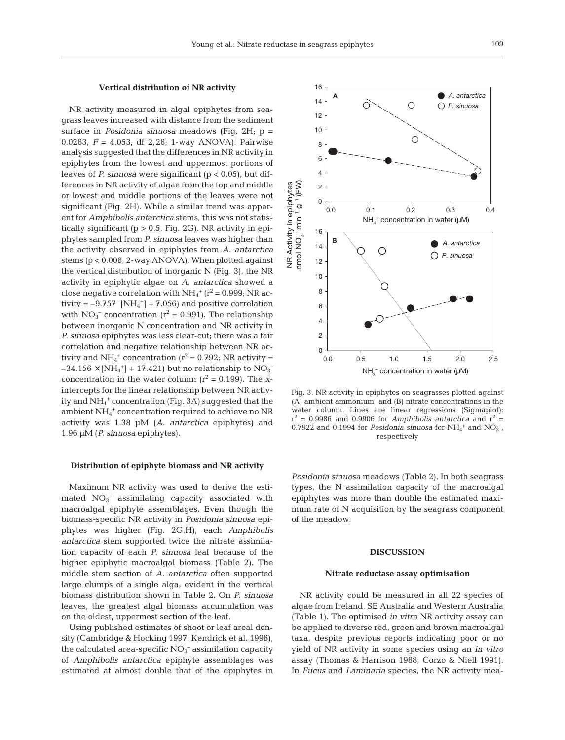### Vertical distribution of NR activity

NR activity measured in algal epiphytes from seagrass leaves increased with distance from the sediment surface in *Posidonia sinuosa* meadows (Fig. 2H; p = 0.0283, *F* = 4.053, df 2,28; 1-way ANOVA). Pairwise analysis suggested that the differences in NR activity in epiphytes from the lowest and uppermost portions of leaves of *P. sinuosa* were significant ($p < 0.05$), but differences in NR activity of algae from the top and middle or lowest and middle portions of the leaves were not significant (Fig. 2H). While a similar trend was apparent for *Amphibolis antarctica* stems, this was not statistically significant ($p > 0.5$, Fig. 2G). NR activity in epiphytes sampled from *P. sinuosa* leaves was higher than the activity observed in epiphytes from *A. antarctica* stems ($p < 0.008$, 2-way ANOVA). When plotted against the vertical distribution of inorganic N (Fig. 3), the NR activity in epiphytic algae on *A. antarctica* showed a close negative correlation with $NH_4^+$ ($r^2 = 0.999$; NR activity = $-9.757$ $[NH_4^+] + 7.056$) and positive correlation with $NO_3^-$ concentration ($r^2 = 0.991$). The relationship between inorganic N concentration and NR activity in *P. sinuosa* epiphytes was less clear-cut; there was a fair correlation and negative relationship between NR activity and $NH_4^+$ concentration ($r^2 = 0.792$; NR activity = $-34.156 \times [NH_4^+] + 17.421$) but no relationship to $NO_3^-$ concentration in the water column ($r^2 = 0.199$). The *x*-intercepts for the linear relationship between NR activity and $NH_4^+$ concentration (Fig. 3A) suggested that the ambient $NH_4^+$ concentration required to achieve no NR activity was 1.38 µM (*A. antarctica* epiphytes) and 1.96 µM (*P. sinuosa* epiphytes).

Fig. 3. NR activity in epiphytes on seagrasses plotted against (A) ambient ammonium and (B) nitrate concentrations in the water column. Lines are linear regressions (Sigmaplot): $r^2$ = 0.9986 and 0.9906 for *Amphibolis antarctica* and $r^2$ = 0.7922 and 0.1994 for *Posidonia sinuosa* for $NH_4^+$ and $NO_3^-$, respectively

### Distribution of epiphyte biomass and NR activity

Maximum NR activity was used to derive the estimated $NO_3^-$ assimilating capacity associated with macroalgal epiphyte assemblages. Even though the biomass-specific NR activity in *Posidonia sinuosa* epiphytes was higher (Fig. 2G,H), each *Amphibolis antarctica* stem supported twice the nitrate assimilation capacity of each *P. sinuosa* leaf because of the higher epiphytic macroalgal biomass (Table 2). The middle stem section of *A. antarctica* often supported large clumps of a single alga, evident in the vertical biomass distribution shown in Table 2. On *P. sinuosa* leaves, the greatest algal biomass accumulation was on the oldest, uppermost section of the leaf.

Using published estimates of shoot or leaf areal density (Cambridge & Hocking 1997, Kendrick et al. 1998), the calculated area-specific $NO_3^-$ assimilation capacity of *Amphibolis antarctica* epiphyte assemblages was estimated at almost double that of the epiphytes in *Posidonia sinuosa* meadows (Table 2). In both seagrass types, the N assimilation capacity of the macroalgal epiphytes was more than double the estimated maximum rate of N acquisition by the seagrass component of the meadow.

## DISCUSSION

### Nitrate reductase assay optimisation

NR activity could be measured in all 22 species of algae from Ireland, SE Australia and Western Australia (Table 1). The optimised *in vitro* NR activity assay can be applied to diverse red, green and brown macroalgal taxa, despite previous reports indicating poor or no yield of NR activity in some species using an *in vitro* assay (Thomas & Harrison 1988, Corzo & Niell 1991). In *Fucus* and *Laminaria* species, the NR activity mea-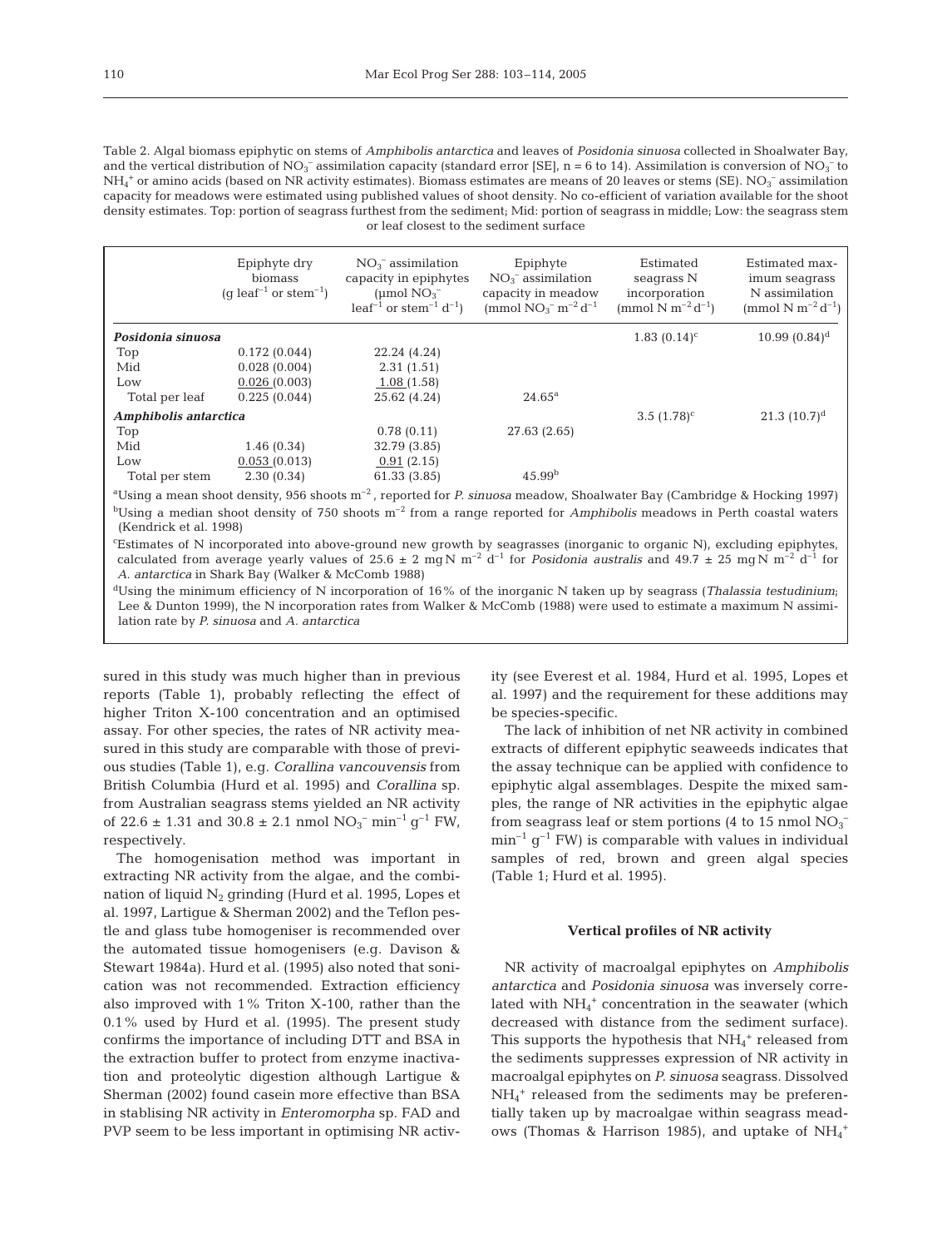Table 2. Algal biomass epiphytic on stems of *Amphibolis antarctica* and leaves of *Posidonia sinuosa* collected in Shoalwater Bay, and the vertical distribution of $NO_3^-$ assimilation capacity (standard error [SE], n = 6 to 14). Assimilation is conversion of $NO_3^-$ to $NH_4^+$ or amino acids (based on NR activity estimates). Biomass estimates are means of 20 leaves or stems (SE). $NO_3^-$ assimilation capacity for meadows were estimated using published values of shoot density. No co-efficient of variation available for the shoot density estimates. Top: portion of seagrass furthest from the sediment; Mid: portion of seagrass in middle; Low: the seagrass stem or leaf closest to the sediment surface

| | Epiphyte dry biomass (g leaf$^{-1}$ or stem$^{-1}$) | $NO_3^-$ assimilation capacity in epiphytes (µmol $NO_3^-$ leaf$^{-1}$ or stem$^{-1}$ d$^{-1}$) | Epiphyte $NO_3^-$ assimilation capacity in meadow (mmol $NO_3^-$ m$^{-2}$ d$^{-1}$) | Estimated seagrass N incorporation (mmol N m$^{-2}$ d$^{-1}$) | Estimated maximum seagrass N assimilation (mmol N m$^{-2}$ d$^{-1}$) |
|---|---|---|---|---|---|
| ***Posidonia sinuosa*** | | | | 1.83 (0.14)[c] | 10.99 (0.84)[d] |
| Top | 0.172 (0.044) | 22.24 (4.24) | | | |
| Mid | 0.028 (0.004) | 2.31 (1.51) | | | |
| Low | 0.026 (0.003) | 1.08 (1.58) | | | |
| Total per leaf | 0.225 (0.044) | 25.62 (4.24) | 24.65[a] | | |
| ***Amphibolis antarctica*** | | | | 3.5 (1.78)[c] | 21.3 (10.7)[d] |
| Top | | 0.78 (0.11) | 27.63 (2.65) | | |
| Mid | 1.46 (0.34) | 32.79 (3.85) | | | |
| Low | 0.053 (0.013) | 0.91 (2.15) | | | |
| Total per stem | 2.30 (0.34) | 61.33 (3.85) | 45.99[b] | | |

[a]Using a mean shoot density, 956 shoots m$^{-2}$, reported for *P. sinuosa* meadow, Shoalwater Bay (Cambridge & Hocking 1997)
[b]Using a median shoot density of 750 shoots m$^{-2}$ from a range reported for *Amphibolis* meadows in Perth coastal waters (Kendrick et al. 1998)
[c]Estimates of N incorporated into above-ground new growth by seagrasses (inorganic to organic N), excluding epiphytes, calculated from average yearly values of 25.6 ± 2 mg N m$^{-2}$ d$^{-1}$ for *Posidonia australis* and 49.7 ± 25 mg N m$^{-2}$ d$^{-1}$ for *A. antarctica* in Shark Bay (Walker & McComb 1988)
[d]Using the minimum efficiency of N incorporation of 16% of the inorganic N taken up by seagrass (*Thalassia testudinium*; Lee & Dunton 1999), the N incorporation rates from Walker & McComb (1988) were used to estimate a maximum N assimilation rate by *P. sinuosa* and *A. antarctica*

sured in this study was much higher than in previous reports (Table 1), probably reflecting the effect of higher Triton X-100 concentration and an optimised assay. For other species, the rates of NR activity measured in this study are comparable with those of previous studies (Table 1), e.g. *Corallina vancouvensis* from British Columbia (Hurd et al. 1995) and *Corallina* sp. from Australian seagrass stems yielded an NR activity of 22.6 ± 1.31 and 30.8 ± 2.1 nmol $NO_3^-$ min$^{-1}$ g$^{-1}$ FW, respectively.

The homogenisation method was important in extracting NR activity from the algae, and the combination of liquid $N_2$ grinding (Hurd et al. 1995, Lopes et al. 1997, Lartigue & Sherman 2002) and the Teflon pestle and glass tube homogeniser is recommended over the automated tissue homogenisers (e.g. Davison & Stewart 1984a). Hurd et al. (1995) also noted that sonication was not recommended. Extraction efficiency also improved with 1% Triton X-100, rather than the 0.1% used by Hurd et al. (1995). The present study confirms the importance of including DTT and BSA in the extraction buffer to protect from enzyme inactivation and proteolytic digestion although Lartigue & Sherman (2002) found casein more effective than BSA in stablising NR activity in *Enteromorpha* sp. FAD and PVP seem to be less important in optimising NR activity (see Everest et al. 1984, Hurd et al. 1995, Lopes et al. 1997) and the requirement for these additions may be species-specific.

The lack of inhibition of net NR activity in combined extracts of different epiphytic seaweeds indicates that the assay technique can be applied with confidence to epiphytic algal assemblages. Despite the mixed samples, the range of NR activities in the epiphytic algae from seagrass leaf or stem portions (4 to 15 nmol $NO_3^-$ min$^{-1}$ g$^{-1}$ FW) is comparable with values in individual samples of red, brown and green algal species (Table 1; Hurd et al. 1995).

### Vertical profiles of NR activity

NR activity of macroalgal epiphytes on *Amphibolis antarctica* and *Posidonia sinuosa* was inversely correlated with $NH_4^+$ concentration in the seawater (which decreased with distance from the sediment surface). This supports the hypothesis that $NH_4^+$ released from the sediments suppresses expression of NR activity in macroalgal epiphytes on *P. sinuosa* seagrass. Dissolved $NH_4^+$ released from the sediments may be preferentially taken up by macroalgae within seagrass meadows (Thomas & Harrison 1985), and uptake of $NH_4^+$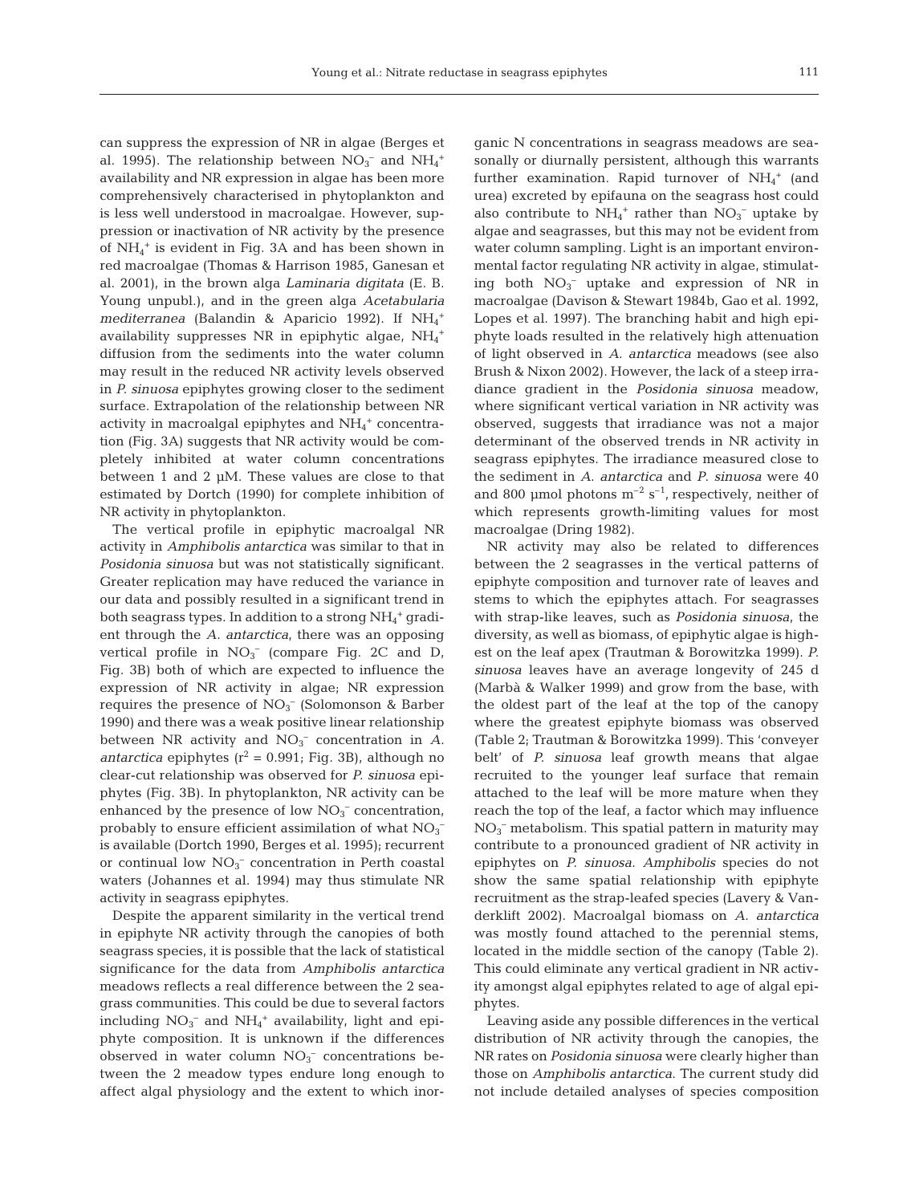can suppress the expression of NR in algae (Berges et al. 1995). The relationship between $NO_3^-$ and $NH_4^+$ availability and NR expression in algae has been more comprehensively characterised in phytoplankton and is less well understood in macroalgae. However, suppression or inactivation of NR activity by the presence of $NH_4^+$ is evident in Fig. 3A and has been shown in red macroalgae (Thomas & Harrison 1985, Ganesan et al. 2001), in the brown alga *Laminaria digitata* (E. B. Young unpubl.), and in the green alga *Acetabularia mediterranea* (Balandin & Aparicio 1992). If $NH_4^+$ availability suppresses NR in epiphytic algae, $NH_4^+$ diffusion from the sediments into the water column may result in the reduced NR activity levels observed in *P. sinuosa* epiphytes growing closer to the sediment surface. Extrapolation of the relationship between NR activity in macroalgal epiphytes and $NH_4^+$ concentration (Fig. 3A) suggests that NR activity would be completely inhibited at water column concentrations between 1 and 2 µM. These values are close to that estimated by Dortch (1990) for complete inhibition of NR activity in phytoplankton.

The vertical profile in epiphytic macroalgal NR activity in *Amphibolis antarctica* was similar to that in *Posidonia sinuosa* but was not statistically significant. Greater replication may have reduced the variance in our data and possibly resulted in a significant trend in both seagrass types. In addition to a strong $NH_4^+$ gradient through the *A. antarctica*, there was an opposing vertical profile in $NO_3^-$ (compare Fig. 2C and D, Fig. 3B) both of which are expected to influence the expression of NR activity in algae; NR expression requires the presence of $NO_3^-$ (Solomonson & Barber 1990) and there was a weak positive linear relationship between NR activity and $NO_3^-$ concentration in *A. antarctica* epiphytes ($r^2 = 0.991$; Fig. 3B), although no clear-cut relationship was observed for *P. sinuosa* epiphytes (Fig. 3B). In phytoplankton, NR activity can be enhanced by the presence of low $NO_3^-$ concentration, probably to ensure efficient assimilation of what $NO_3^-$ is available (Dortch 1990, Berges et al. 1995); recurrent or continual low $NO_3^-$ concentration in Perth coastal waters (Johannes et al. 1994) may thus stimulate NR activity in seagrass epiphytes.

Despite the apparent similarity in the vertical trend in epiphyte NR activity through the canopies of both seagrass species, it is possible that the lack of statistical significance for the data from *Amphibolis antarctica* meadows reflects a real difference between the 2 seagrass communities. This could be due to several factors including $NO_3^-$ and $NH_4^+$ availability, light and epiphyte composition. It is unknown if the differences observed in water column $NO_3^-$ concentrations between the 2 meadow types endure long enough to affect algal physiology and the extent to which inorganic N concentrations in seagrass meadows are seasonally or diurnally persistent, although this warrants further examination. Rapid turnover of $NH_4^+$ (and urea) excreted by epifauna on the seagrass host could also contribute to $NH_4^+$ rather than $NO_3^-$ uptake by algae and seagrasses, but this may not be evident from water column sampling. Light is an important environmental factor regulating NR activity in algae, stimulating both $NO_3^-$ uptake and expression of NR in macroalgae (Davison & Stewart 1984b, Gao et al. 1992, Lopes et al. 1997). The branching habit and high epiphyte loads resulted in the relatively high attenuation of light observed in *A. antarctica* meadows (see also Brush & Nixon 2002). However, the lack of a steep irradiance gradient in the *Posidonia sinuosa* meadow, where significant vertical variation in NR activity was observed, suggests that irradiance was not a major determinant of the observed trends in NR activity in seagrass epiphytes. The irradiance measured close to the sediment in *A. antarctica* and *P. sinuosa* were 40 and 800 µmol photons $m^{-2}$ $s^{-1}$, respectively, neither of which represents growth-limiting values for most macroalgae (Dring 1982).

NR activity may also be related to differences between the 2 seagrasses in the vertical patterns of epiphyte composition and turnover rate of leaves and stems to which the epiphytes attach. For seagrasses with strap-like leaves, such as *Posidonia sinuosa*, the diversity, as well as biomass, of epiphytic algae is highest on the leaf apex (Trautman & Borowitzka 1999). *P. sinuosa* leaves have an average longevity of 245 d (Marbà & Walker 1999) and grow from the base, with the oldest part of the leaf at the top of the canopy where the greatest epiphyte biomass was observed (Table 2; Trautman & Borowitzka 1999). This 'conveyer belt' of *P. sinuosa* leaf growth means that algae recruited to the younger leaf surface that remain attached to the leaf will be more mature when they reach the top of the leaf, a factor which may influence $NO_3^-$ metabolism. This spatial pattern in maturity may contribute to a pronounced gradient of NR activity in epiphytes on *P. sinuosa*. *Amphibolis* species do not show the same spatial relationship with epiphyte recruitment as the strap-leafed species (Lavery & Vanderklift 2002). Macroalgal biomass on *A. antarctica* was mostly found attached to the perennial stems, located in the middle section of the canopy (Table 2). This could eliminate any vertical gradient in NR activity amongst algal epiphytes related to age of algal epiphytes.

Leaving aside any possible differences in the vertical distribution of NR activity through the canopies, the NR rates on *Posidonia sinuosa* were clearly higher than those on *Amphibolis antarctica*. The current study did not include detailed analyses of species composition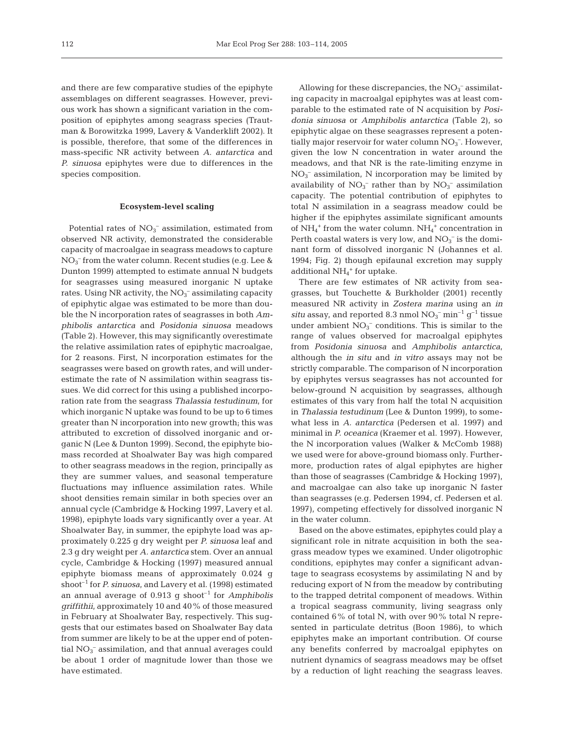and there are few comparative studies of the epiphyte assemblages on different seagrasses. However, previous work has shown a significant variation in the composition of epiphytes among seagrass species (Trautman & Borowitzka 1999, Lavery & Vanderklift 2002). It is possible, therefore, that some of the differences in mass-specific NR activity between *A. antarctica* and *P. sinuosa* epiphytes were due to differences in the species composition.

### Ecosystem-level scaling

Potential rates of $NO_3^-$ assimilation, estimated from observed NR activity, demonstrated the considerable capacity of macroalgae in seagrass meadows to capture $NO_3^-$ from the water column. Recent studies (e.g. Lee & Dunton 1999) attempted to estimate annual N budgets for seagrasses using measured inorganic N uptake rates. Using NR activity, the $NO_3^-$ assimilating capacity of epiphytic algae was estimated to be more than double the N incorporation rates of seagrasses in both *Amphibolis antarctica* and *Posidonia sinuosa* meadows (Table 2). However, this may significantly overestimate the relative assimilation rates of epiphytic macroalgae, for 2 reasons. First, N incorporation estimates for the seagrasses were based on growth rates, and will underestimate the rate of N assimilation within seagrass tissues. We did correct for this using a published incorporation rate from the seagrass *Thalassia testudinum*, for which inorganic N uptake was found to be up to 6 times greater than N incorporation into new growth; this was attributed to excretion of dissolved inorganic and organic N (Lee & Dunton 1999). Second, the epiphyte biomass recorded at Shoalwater Bay was high compared to other seagrass meadows in the region, principally as they are summer values, and seasonal temperature fluctuations may influence assimilation rates. While shoot densities remain similar in both species over an annual cycle (Cambridge & Hocking 1997, Lavery et al. 1998), epiphyte loads vary significantly over a year. At Shoalwater Bay, in summer, the epiphyte load was approximately 0.225 g dry weight per *P. sinuosa* leaf and 2.3 g dry weight per *A. antarctica* stem. Over an annual cycle, Cambridge & Hocking (1997) measured annual epiphyte biomass means of approximately 0.024 g shoot$^{-1}$ for *P. sinuosa*, and Lavery et al. (1998) estimated an annual average of 0.913 g shoot$^{-1}$ for *Amphibolis griffithii*, approximately 10 and 40% of those measured in February at Shoalwater Bay, respectively. This suggests that our estimates based on Shoalwater Bay data from summer are likely to be at the upper end of potential $NO_3^-$ assimilation, and that annual averages could be about 1 order of magnitude lower than those we have estimated.

Allowing for these discrepancies, the $NO_3^-$ assimilating capacity in macroalgal epiphytes was at least comparable to the estimated rate of N acquisition by *Posidonia sinuosa* or *Amphibolis antarctica* (Table 2), so epiphytic algae on these seagrasses represent a potentially major reservoir for water column $NO_3^-$. However, given the low N concentration in water around the meadows, and that NR is the rate-limiting enzyme in $NO_3^-$ assimilation, N incorporation may be limited by availability of $NO_3^-$ rather than by $NO_3^-$ assimilation capacity. The potential contribution of epiphytes to total N assimilation in a seagrass meadow could be higher if the epiphytes assimilate significant amounts of $NH_4^+$ from the water column. $NH_4^+$ concentration in Perth coastal waters is very low, and $NO_3^-$ is the dominant form of dissolved inorganic N (Johannes et al. 1994; Fig. 2) though epifaunal excretion may supply additional $NH_4^+$ for uptake.

There are few estimates of NR activity from seagrasses, but Touchette & Burkholder (2001) recently measured NR activity in *Zostera marina* using an *in situ* assay, and reported 8.3 nmol $NO_3^-$ min$^{-1}$ g$^{-1}$ tissue under ambient $NO_3^-$ conditions. This is similar to the range of values observed for macroalgal epiphytes from *Posidonia sinuosa* and *Amphibolis antarctica*, although the *in situ* and *in vitro* assays may not be strictly comparable. The comparison of N incorporation by epiphytes versus seagrasses has not accounted for below-ground N acquisition by seagrasses, although estimates of this vary from half the total N acquisition in *Thalassia testudinum* (Lee & Dunton 1999), to somewhat less in *A. antarctica* (Pedersen et al. 1997) and minimal in *P. oceanica* (Kraemer et al. 1997). However, the N incorporation values (Walker & McComb 1988) we used were for above-ground biomass only. Furthermore, production rates of algal epiphytes are higher than those of seagrasses (Cambridge & Hocking 1997), and macroalgae can also take up inorganic N faster than seagrasses (e.g. Pedersen 1994, cf. Pedersen et al. 1997), competing effectively for dissolved inorganic N in the water column.

Based on the above estimates, epiphytes could play a significant role in nitrate acquisition in both the seagrass meadow types we examined. Under oligotrophic conditions, epiphytes may confer a significant advantage to seagrass ecosystems by assimilating N and by reducing export of N from the meadow by contributing to the trapped detrital component of meadows. Within a tropical seagrass community, living seagrass only contained 6% of total N, with over 90% total N represented in particulate detritus (Boon 1986), to which epiphytes make an important contribution. Of course any benefits conferred by macroalgal epiphytes on nutrient dynamics of seagrass meadows may be offset by a reduction of light reaching the seagrass leaves.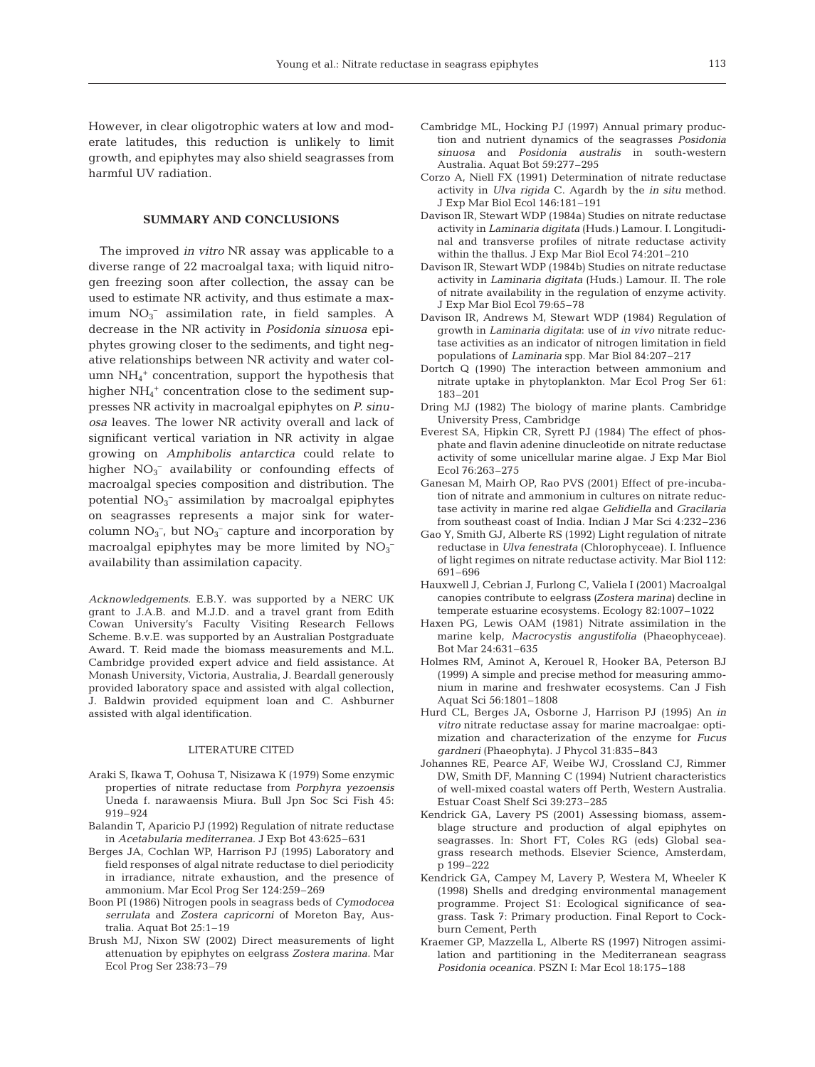However, in clear oligotrophic waters at low and moderate latitudes, this reduction is unlikely to limit growth, and epiphytes may also shield seagrasses from harmful UV radiation.

## SUMMARY AND CONCLUSIONS

The improved *in vitro* NR assay was applicable to a diverse range of 22 macroalgal taxa; with liquid nitrogen freezing soon after collection, the assay can be used to estimate NR activity, and thus estimate a maximum $NO_3^-$ assimilation rate, in field samples. A decrease in the NR activity in *Posidonia sinuosa* epiphytes growing closer to the sediments, and tight negative relationships between NR activity and water column $NH_4^+$ concentration, support the hypothesis that higher $NH_4^+$ concentration close to the sediment suppresses NR activity in macroalgal epiphytes on *P. sinuosa* leaves. The lower NR activity overall and lack of significant vertical variation in NR activity in algae growing on *Amphibolis antarctica* could relate to higher $NO_3^-$ availability or confounding effects of macroalgal species composition and distribution. The potential $NO_3^-$ assimilation by macroalgal epiphytes on seagrasses represents a major sink for water-column $NO_3^-$, but $NO_3^-$ capture and incorporation by macroalgal epiphytes may be more limited by $NO_3^-$ availability than assimilation capacity.

*Acknowledgements.* E.B.Y. was supported by a NERC UK grant to J.A.B. and M.J.D. and a travel grant from Edith Cowan University's Faculty Visiting Research Fellows Scheme. B.v.E. was supported by an Australian Postgraduate Award. T. Reid made the biomass measurements and M.L. Cambridge provided expert advice and field assistance. At Monash University, Victoria, Australia, J. Beardall generously provided laboratory space and assisted with algal collection, J. Baldwin provided equipment loan and C. Ashburner assisted with algal identification.

## LITERATURE CITED

- Araki S, Ikawa T, Oohusa T, Nisizawa K (1979) Some enzymic properties of nitrate reductase from *Porphyra yezoensis* Uneda f. narawaensis Miura. Bull Jpn Soc Sci Fish 45: 919–924
- Balandin T, Aparicio PJ (1992) Regulation of nitrate reductase in *Acetabularia mediterranea.* J Exp Bot 43:625–631
- Berges JA, Cochlan WP, Harrison PJ (1995) Laboratory and field responses of algal nitrate reductase to diel periodicity in irradiance, nitrate exhaustion, and the presence of ammonium. Mar Ecol Prog Ser 124:259–269
- Boon PI (1986) Nitrogen pools in seagrass beds of *Cymodocea serrulata* and *Zostera capricorni* of Moreton Bay, Australia. Aquat Bot 25:1–19
- Brush MJ, Nixon SW (2002) Direct measurements of light attenuation by epiphytes on eelgrass *Zostera marina.* Mar Ecol Prog Ser 238:73–79
- Cambridge ML, Hocking PJ (1997) Annual primary production and nutrient dynamics of the seagrasses *Posidonia sinuosa* and *Posidonia australis* in south-western Australia. Aquat Bot 59:277–295
- Corzo A, Niell FX (1991) Determination of nitrate reductase activity in *Ulva rigida* C. Agardh by the *in situ* method. J Exp Mar Biol Ecol 146:181–191
- Davison IR, Stewart WDP (1984a) Studies on nitrate reductase activity in *Laminaria digitata* (Huds.) Lamour. I. Longitudinal and transverse profiles of nitrate reductase activity within the thallus. J Exp Mar Biol Ecol 74:201–210
- Davison IR, Stewart WDP (1984b) Studies on nitrate reductase activity in *Laminaria digitata* (Huds.) Lamour. II. The role of nitrate availability in the regulation of enzyme activity. J Exp Mar Biol Ecol 79:65–78
- Davison IR, Andrews M, Stewart WDP (1984) Regulation of growth in *Laminaria digitata*: use of *in vivo* nitrate reductase activities as an indicator of nitrogen limitation in field populations of *Laminaria* spp. Mar Biol 84:207–217
- Dortch Q (1990) The interaction between ammonium and nitrate uptake in phytoplankton. Mar Ecol Prog Ser 61: 183–201
- Dring MJ (1982) The biology of marine plants. Cambridge University Press, Cambridge
- Everest SA, Hipkin CR, Syrett PJ (1984) The effect of phosphate and flavin adenine dinucleotide on nitrate reductase activity of some unicellular marine algae. J Exp Mar Biol Ecol 76:263–275
- Ganesan M, Mairh OP, Rao PVS (2001) Effect of pre-incubation of nitrate and ammonium in cultures on nitrate reductase activity in marine red algae *Gelidiella* and *Gracilaria* from southeast coast of India. Indian J Mar Sci 4:232–236
- Gao Y, Smith GJ, Alberte RS (1992) Light regulation of nitrate reductase in *Ulva fenestrata* (Chlorophyceae). I. Influence of light regimes on nitrate reductase activity. Mar Biol 112: 691–696
- Hauxwell J, Cebrian J, Furlong C, Valiela I (2001) Macroalgal canopies contribute to eelgrass (*Zostera marina*) decline in temperate estuarine ecosystems. Ecology 82:1007–1022
- Haxen PG, Lewis OAM (1981) Nitrate assimilation in the marine kelp, *Macrocystis angustifolia* (Phaeophyceae). Bot Mar 24:631–635
- Holmes RM, Aminot A, Kerouel R, Hooker BA, Peterson BJ (1999) A simple and precise method for measuring ammonium in marine and freshwater ecosystems. Can J Fish Aquat Sci 56:1801–1808
- Hurd CL, Berges JA, Osborne J, Harrison PJ (1995) An *in vitro* nitrate reductase assay for marine macroalgae: optimization and characterization of the enzyme for *Fucus gardneri* (Phaeophyta). J Phycol 31:835–843
- Johannes RE, Pearce AF, Weibe WJ, Crossland CJ, Rimmer DW, Smith DF, Manning C (1994) Nutrient characteristics of well-mixed coastal waters off Perth, Western Australia. Estuar Coast Shelf Sci 39:273–285
- Kendrick GA, Lavery PS (2001) Assessing biomass, assemblage structure and production of algal epiphytes on seagrasses. In: Short FT, Coles RG (eds) Global seagrass research methods. Elsevier Science, Amsterdam, p 199–222
- Kendrick GA, Campey M, Lavery P, Westera M, Wheeler K (1998) Shells and dredging environmental management programme. Project S1: Ecological significance of seagrass. Task 7: Primary production. Final Report to Cockburn Cement, Perth
- Kraemer GP, Mazzella L, Alberte RS (1997) Nitrogen assimilation and partitioning in the Mediterranean seagrass *Posidonia oceanica.* PSZN I: Mar Ecol 18:175–188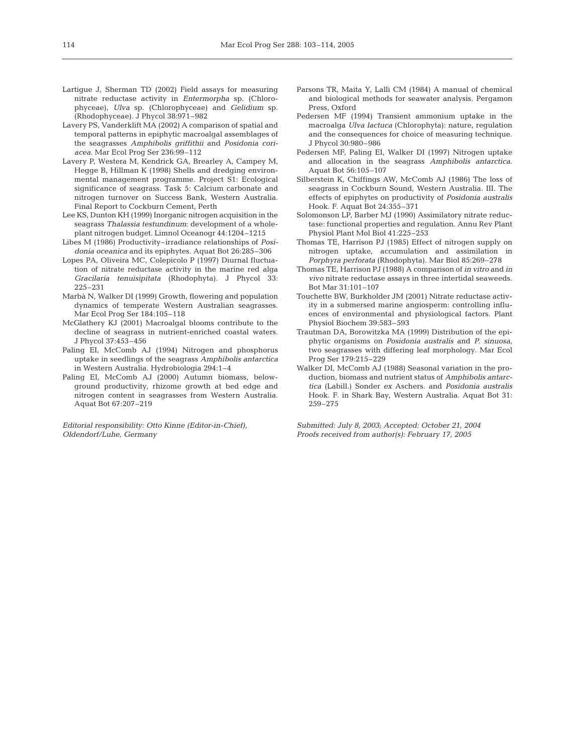Lartigue J, Sherman TD (2002) Field assays for measuring nitrate reductase activity in *Entermorpha* sp. (Chlorophyceae), *Ulva* sp. (Chlorophyceae) and *Gelidium* sp. (Rhodophyceae). J Phycol 38:971–982

Lavery PS, Vanderklift MA (2002) A comparison of spatial and temporal patterns in epiphytic macroalgal assemblages of the seagrasses *Amphibolis griffithii* and *Posidonia coriacea*. Mar Ecol Prog Ser 236:99–112

Lavery P, Westera M, Kendrick GA, Brearley A, Campey M, Hegge B, Hillman K (1998) Shells and dredging environmental management programme. Project S1: Ecological significance of seagrass. Task 5: Calcium carbonate and nitrogen turnover on Success Bank, Western Australia. Final Report to Cockburn Cement, Perth

Lee KS, Dunton KH (1999) Inorganic nitrogen acquisition in the seagrass *Thalassia testundinum*: development of a whole-plant nitrogen budget. Limnol Oceanogr 44:1204–1215

Libes M (1986) Productivity–irradiance relationships of *Posidonia oceanica* and its epiphytes. Aquat Bot 26:285–306

Lopes PA, Oliveira MC, Colepicolo P (1997) Diurnal fluctuation of nitrate reductase activity in the marine red alga *Gracilaria tenuisipitata* (Rhodophyta). J Phycol 33: 225–231

Marbà N, Walker DI (1999) Growth, flowering and population dynamics of temperate Western Australian seagrasses. Mar Ecol Prog Ser 184:105–118

McGlathery KJ (2001) Macroalgal blooms contribute to the decline of seagrass in nutrient-enriched coastal waters. J Phycol 37:453–456

Paling EI, McComb AJ (1994) Nitrogen and phosphorus uptake in seedlings of the seagrass *Amphibolis antarctica* in Western Australia. Hydrobiologia 294:1–4

Paling EI, McComb AJ (2000) Autumn biomass, below-ground productivity, rhizome growth at bed edge and nitrogen content in seagrasses from Western Australia. Aquat Bot 67:207–219

Parsons TR, Maita Y, Lalli CM (1984) A manual of chemical and biological methods for seawater analysis. Pergamon Press, Oxford

Pedersen MF (1994) Transient ammonium uptake in the macroalga *Ulva lactuca* (Chlorophyta): nature, regulation and the consequences for choice of measuring technique. J Phycol 30:980–986

Pedersen MF, Paling EI, Walker DI (1997) Nitrogen uptake and allocation in the seagrass *Amphibolis antarctica*. Aquat Bot 56:105–107

Silberstein K, Chiffings AW, McComb AJ (1986) The loss of seagrass in Cockburn Sound, Western Australia. III. The effects of epiphytes on productivity of *Posidonia australis* Hook. F. Aquat Bot 24:355–371

Solomonson LP, Barber MJ (1990) Assimilatory nitrate reductase: functional properties and regulation. Annu Rev Plant Physiol Plant Mol Biol 41:225–253

Thomas TE, Harrison PJ (1985) Effect of nitrogen supply on nitrogen uptake, accumulation and assimilation in *Porphyra perforata* (Rhodophyta). Mar Biol 85:269–278

Thomas TE, Harrison PJ (1988) A comparison of *in vitro* and *in vivo* nitrate reductase assays in three intertidal seaweeds. Bot Mar 31:101–107

Touchette BW, Burkholder JM (2001) Nitrate reductase activity in a submersed marine angiosperm: controlling influences of environmental and physiological factors. Plant Physiol Biochem 39:583–593

Trautman DA, Borowitzka MA (1999) Distribution of the epiphytic organisms on *Posidonia australis* and *P. sinuosa*, two seagrasses with differing leaf morphology. Mar Ecol Prog Ser 179:215–229

Walker DI, McComb AJ (1988) Seasonal variation in the production, biomass and nutrient status of *Amphibolis antarctica* (Labill.) Sonder *ex* Aschers. and *Posidonia australis* Hook. F. in Shark Bay, Western Australia. Aquat Bot 31: 259–275

*Editorial responsibility: Otto Kinne (Editor-in-Chief), Oldendorf/Luhe, Germany*

*Submitted: July 8, 2003; Accepted: October 21, 2004*
*Proofs received from author(s): February 17, 2005*